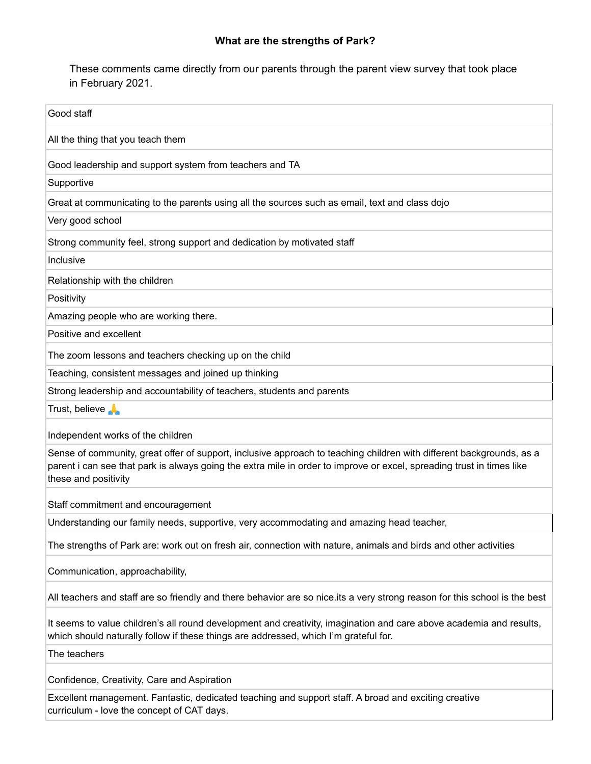**What are the strengths of Park?**

These comments came directly from our parents through the parent view survey that took place in February 2021.

| Good staff |
|---|
| All the thing that you teach them |
| Good leadership and support system from teachers and TA |
| Supportive |
| Great at communicating to the parents using all the sources such as email, text and class dojo |
| Very good school |
| Strong community feel, strong support and dedication by motivated staff |
| Inclusive |
| Relationship with the children |
| Positivity |
| Amazing people who are working there. |
| Positive and excellent |
| The zoom lessons and teachers checking up on the child |
| Teaching, consistent messages and joined up thinking |
| Strong leadership and accountability of teachers, students and parents |
| Trust, believe 🙏 |
| Independent works of the children |
| Sense of community, great offer of support, inclusive approach to teaching children with different backgrounds, as a parent i can see that park is always going the extra mile in order to improve or excel, spreading trust in times like these and positivity |
| Staff commitment and encouragement |
| Understanding our family needs, supportive, very accommodating and amazing head teacher, |
| The strengths of Park are: work out on fresh air, connection with nature, animals and birds and other activities |
| Communication, approachability, |
| All teachers and staff are so friendly and there behavior are so nice.its a very strong reason for this school is the best |
| It seems to value children's all round development and creativity, imagination and care above academia and results, which should naturally follow if these things are addressed, which I'm grateful for. |
| The teachers |
| Confidence, Creativity, Care and Aspiration |
| Excellent management. Fantastic, dedicated teaching and support staff. A broad and exciting creative curriculum - love the concept of CAT days. |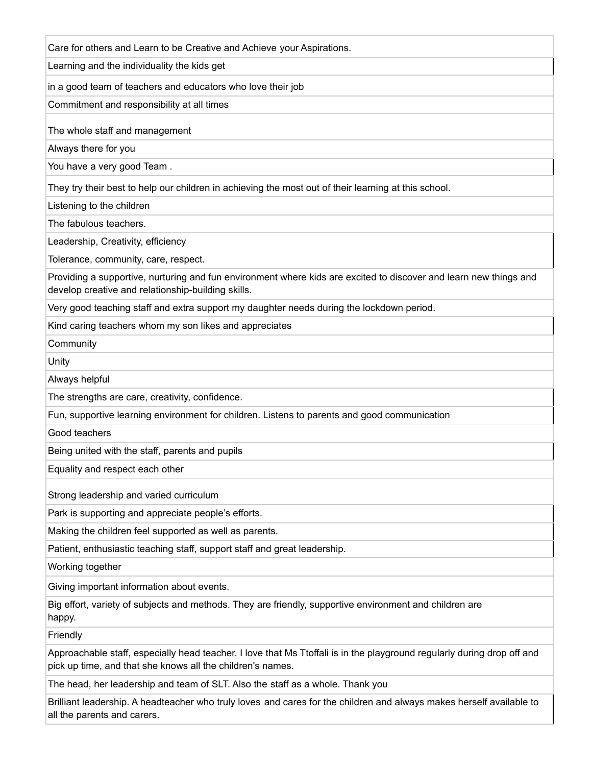| Care for others and Learn to be Creative and Achieve your Aspirations. |
| --- |
| Learning and the individuality the kids get |
| in a good team of teachers and educators who love their job |
| Commitment and responsibility at all times |
| The whole staff and management |
| Always there for you |
| You have a very good Team . |
| They try their best to help our children in achieving the most out of their learning at this school. |
| Listening to the children |
| The fabulous teachers. |
| Leadership, Creativity, efficiency |
| Tolerance, community, care, respect. |
| Providing a supportive, nurturing and fun environment where kids are excited to discover and learn new things and develop creative and relationship-building skills. |
| Very good teaching staff and extra support my daughter needs during the lockdown period. |
| Kind caring teachers whom my son likes and appreciates |
| Community |
| Unity |
| Always helpful |
| The strengths are care, creativity, confidence. |
| Fun, supportive learning environment for children. Listens to parents and good communication |
| Good teachers |
| Being united with the staff, parents and pupils |
| Equality and respect each other |
| Strong leadership and varied curriculum |
| Park is supporting and appreciate people's efforts. |
| Making the children feel supported as well as parents. |
| Patient, enthusiastic teaching staff, support staff and great leadership. |
| Working together |
| Giving important information about events. |
| Big effort, variety of subjects and methods. They are friendly, supportive environment and children are happy. |
| Friendly |
| Approachable staff, especially head teacher. I love that Ms Ttoffali is in the playground regularly during drop off and pick up time, and that she knows all the children's names. |
| The head, her leadership and team of SLT. Also the staff as a whole. Thank you |
| Brilliant leadership. A headteacher who truly loves and cares for the children and always makes herself available to all the parents and carers. |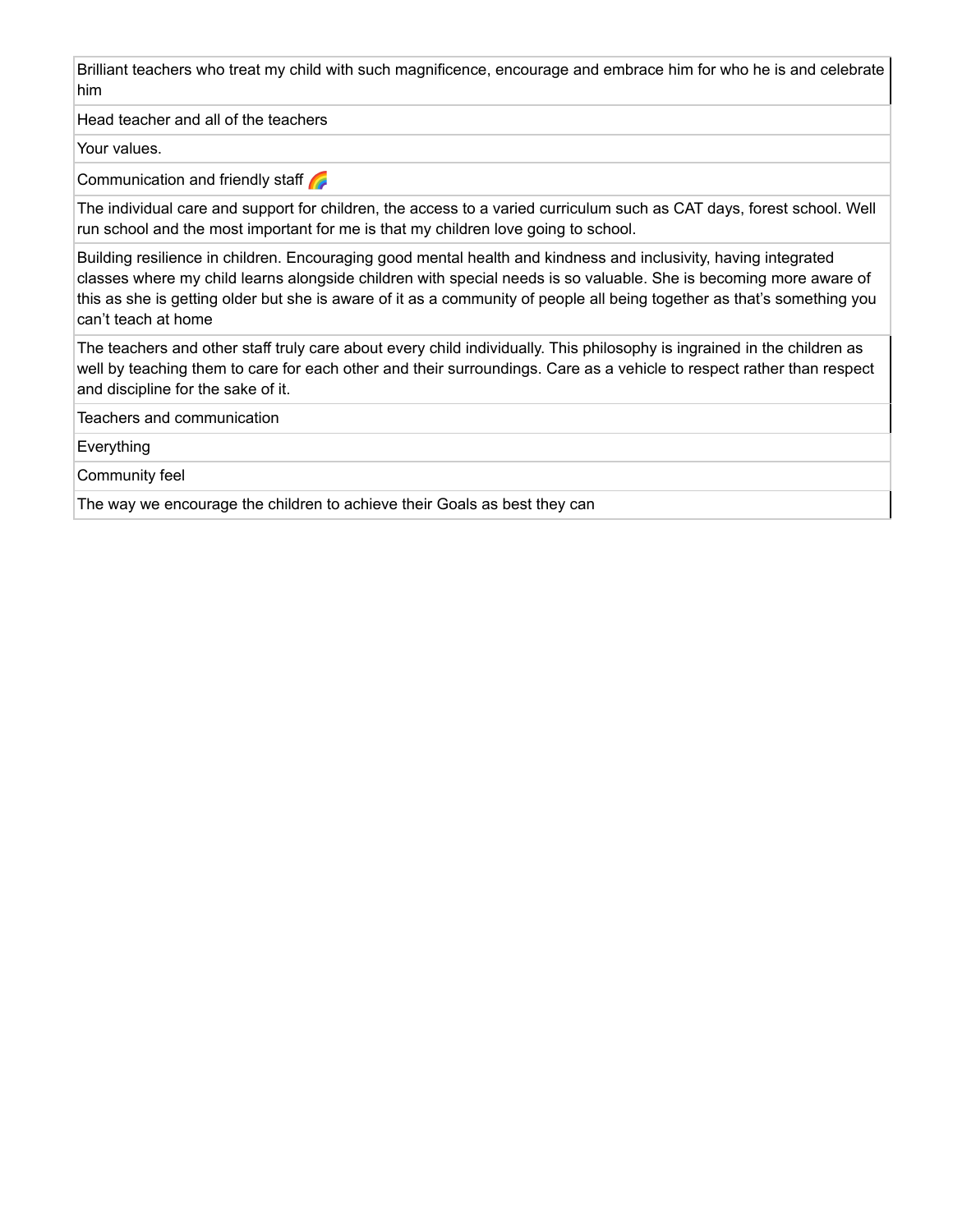| |
|---|
| Brilliant teachers who treat my child with such magnificence, encourage and embrace him for who he is and celebrate him |
| Head teacher and all of the teachers |
| Your values. |
| Communication and friendly staff 🌈 |
| The individual care and support for children, the access to a varied curriculum such as CAT days, forest school. Well run school and the most important for me is that my children love going to school. |
| Building resilience in children. Encouraging good mental health and kindness and inclusivity, having integrated classes where my child learns alongside children with special needs is so valuable. She is becoming more aware of this as she is getting older but she is aware of it as a community of people all being together as that's something you can't teach at home |
| The teachers and other staff truly care about every child individually. This philosophy is ingrained in the children as well by teaching them to care for each other and their surroundings. Care as a vehicle to respect rather than respect and discipline for the sake of it. |
| Teachers and communication |
| Everything |
| Community feel |
| The way we encourage the children to achieve their Goals as best they can |